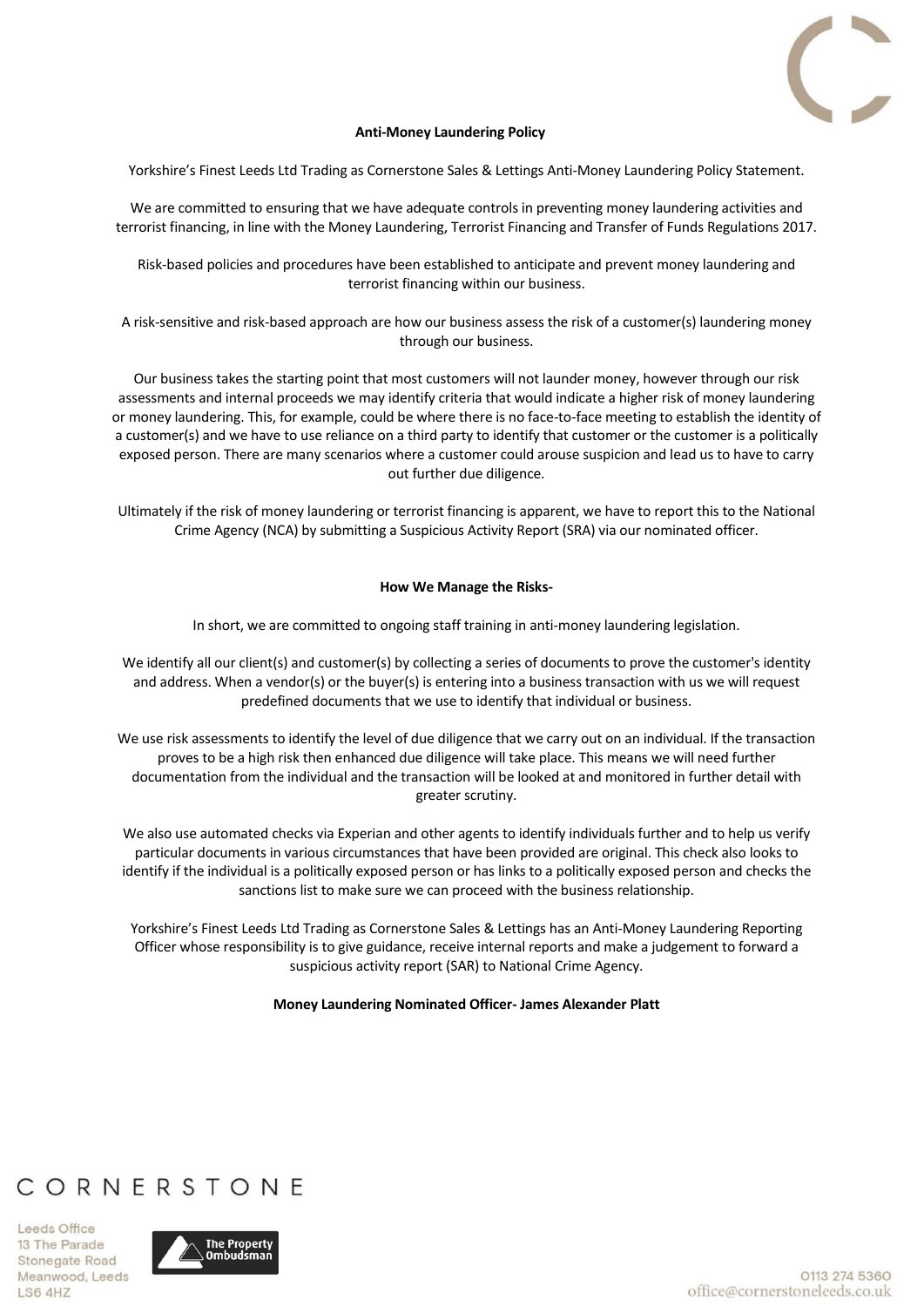# Anti-Money Laundering Policy

Yorkshire's Finest Leeds Ltd Trading as Cornerstone Sales & Lettings Anti-Money Laundering Policy Statement.

We are committed to ensuring that we have adequate controls in preventing money laundering activities and terrorist financing, in line with the Money Laundering, Terrorist Financing and Transfer of Funds Regulations 2017.

Risk-based policies and procedures have been established to anticipate and prevent money laundering and terrorist financing within our business.

A risk-sensitive and risk-based approach are how our business assess the risk of a customer(s) laundering money through our business.

Our business takes the starting point that most customers will not launder money, however through our risk assessments and internal proceeds we may identify criteria that would indicate a higher risk of money laundering or money laundering. This, for example, could be where there is no face-to-face meeting to establish the identity of a customer(s) and we have to use reliance on a third party to identify that customer or the customer is a politically exposed person. There are many scenarios where a customer could arouse suspicion and lead us to have to carry out further due diligence.

Ultimately if the risk of money laundering or terrorist financing is apparent, we have to report this to the National Crime Agency (NCA) by submitting a Suspicious Activity Report (SRA) via our nominated officer.

## How We Manage the Risks-

In short, we are committed to ongoing staff training in anti-money laundering legislation.

We identify all our client(s) and customer(s) by collecting a series of documents to prove the customer's identity and address. When a vendor(s) or the buyer(s) is entering into a business transaction with us we will request predefined documents that we use to identify that individual or business.

We use risk assessments to identify the level of due diligence that we carry out on an individual. If the transaction proves to be a high risk then enhanced due diligence will take place. This means we will need further documentation from the individual and the transaction will be looked at and monitored in further detail with greater scrutiny.

We also use automated checks via Experian and other agents to identify individuals further and to help us verify particular documents in various circumstances that have been provided are original. This check also looks to identify if the individual is a politically exposed person or has links to a politically exposed person and checks the sanctions list to make sure we can proceed with the business relationship.

Yorkshire's Finest Leeds Ltd Trading as Cornerstone Sales & Lettings has an Anti-Money Laundering Reporting Officer whose responsibility is to give guidance, receive internal reports and make a judgement to forward a suspicious activity report (SAR) to National Crime Agency.

**Money Laundering Nominated Officer- James Alexander Platt**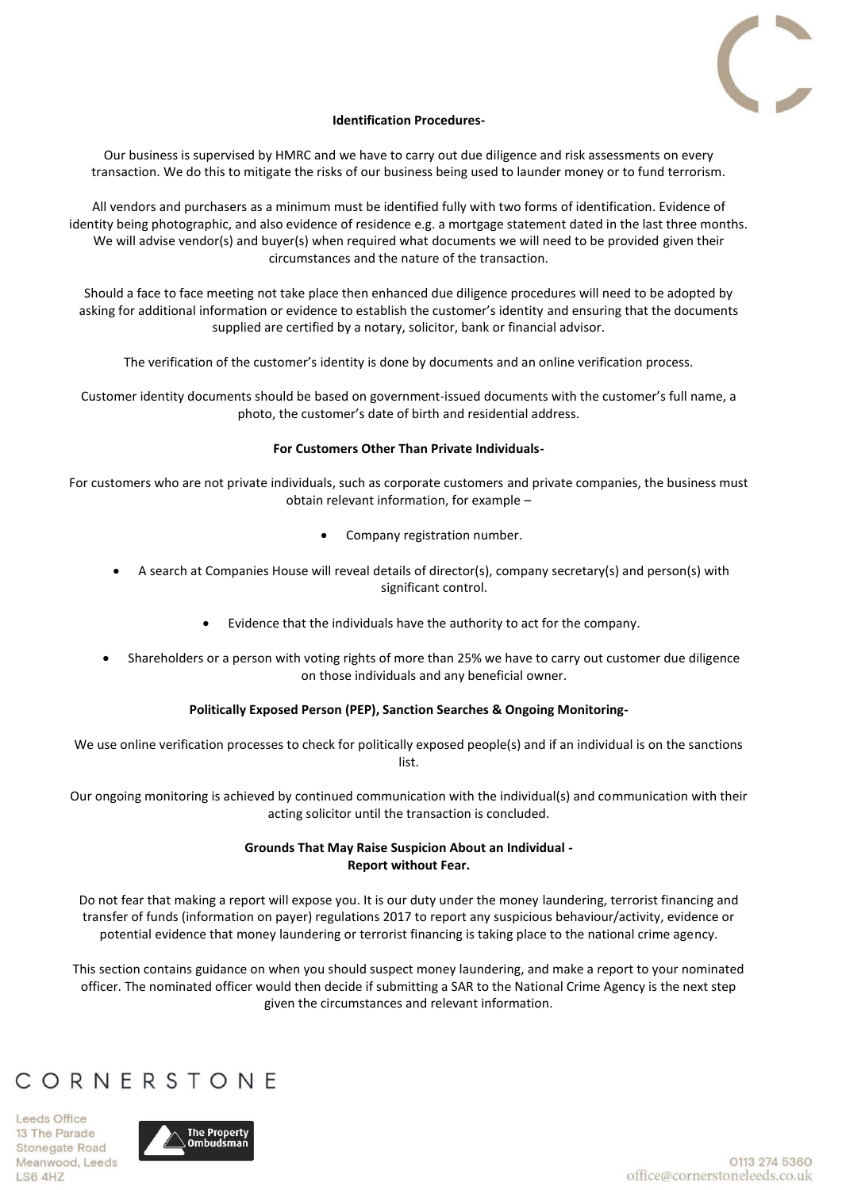**Identification Procedures-**

Our business is supervised by HMRC and we have to carry out due diligence and risk assessments on every transaction. We do this to mitigate the risks of our business being used to launder money or to fund terrorism.

All vendors and purchasers as a minimum must be identified fully with two forms of identification. Evidence of identity being photographic, and also evidence of residence e.g. a mortgage statement dated in the last three months. We will advise vendor(s) and buyer(s) when required what documents we will need to be provided given their circumstances and the nature of the transaction.

Should a face to face meeting not take place then enhanced due diligence procedures will need to be adopted by asking for additional information or evidence to establish the customer's identity and ensuring that the documents supplied are certified by a notary, solicitor, bank or financial advisor.

The verification of the customer's identity is done by documents and an online verification process.

Customer identity documents should be based on government-issued documents with the customer's full name, a photo, the customer's date of birth and residential address.

**For Customers Other Than Private Individuals-**

For customers who are not private individuals, such as corporate customers and private companies, the business must obtain relevant information, for example –

- Company registration number.
- A search at Companies House will reveal details of director(s), company secretary(s) and person(s) with significant control.
- Evidence that the individuals have the authority to act for the company.
- Shareholders or a person with voting rights of more than 25% we have to carry out customer due diligence on those individuals and any beneficial owner.

**Politically Exposed Person (PEP), Sanction Searches & Ongoing Monitoring-**

We use online verification processes to check for politically exposed people(s) and if an individual is on the sanctions list.

Our ongoing monitoring is achieved by continued communication with the individual(s) and communication with their acting solicitor until the transaction is concluded.

**Grounds That May Raise Suspicion About an Individual -**
**Report without Fear.**

Do not fear that making a report will expose you. It is our duty under the money laundering, terrorist financing and transfer of funds (information on payer) regulations 2017 to report any suspicious behaviour/activity, evidence or potential evidence that money laundering or terrorist financing is taking place to the national crime agency.

This section contains guidance on when you should suspect money laundering, and make a report to your nominated officer. The nominated officer would then decide if submitting a SAR to the National Crime Agency is the next step given the circumstances and relevant information.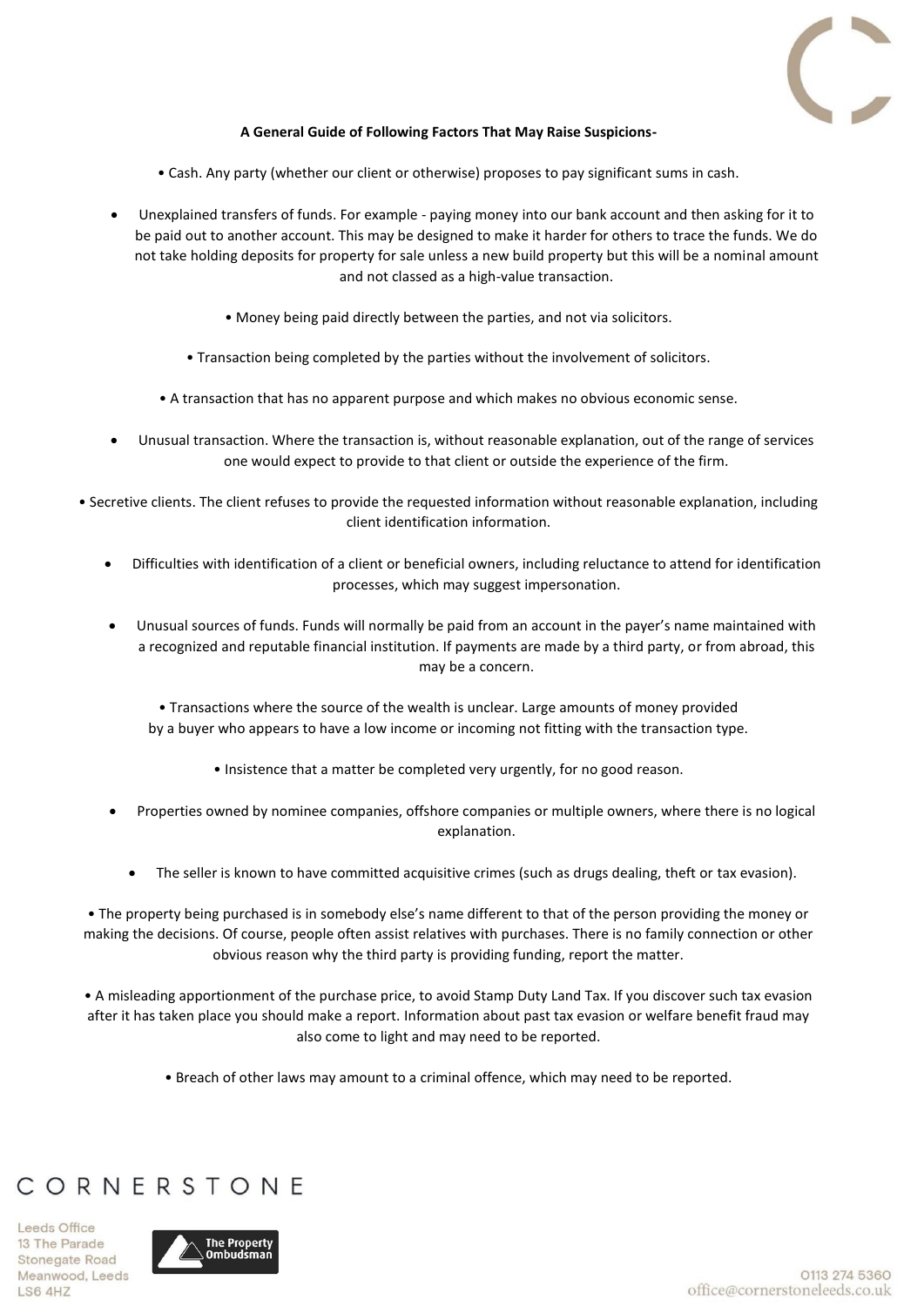**A General Guide of Following Factors That May Raise Suspicions-**

- Cash. Any party (whether our client or otherwise) proposes to pay significant sums in cash.
- Unexplained transfers of funds. For example - paying money into our bank account and then asking for it to be paid out to another account. This may be designed to make it harder for others to trace the funds. We do not take holding deposits for property for sale unless a new build property but this will be a nominal amount and not classed as a high-value transaction.
- Money being paid directly between the parties, and not via solicitors.
- Transaction being completed by the parties without the involvement of solicitors.
- A transaction that has no apparent purpose and which makes no obvious economic sense.
- Unusual transaction. Where the transaction is, without reasonable explanation, out of the range of services one would expect to provide to that client or outside the experience of the firm.
- Secretive clients. The client refuses to provide the requested information without reasonable explanation, including client identification information.
- Difficulties with identification of a client or beneficial owners, including reluctance to attend for identification processes, which may suggest impersonation.
- Unusual sources of funds. Funds will normally be paid from an account in the payer's name maintained with a recognized and reputable financial institution. If payments are made by a third party, or from abroad, this may be a concern.
- Transactions where the source of the wealth is unclear. Large amounts of money provided by a buyer who appears to have a low income or incoming not fitting with the transaction type.
- Insistence that a matter be completed very urgently, for no good reason.
- Properties owned by nominee companies, offshore companies or multiple owners, where there is no logical explanation.
- The seller is known to have committed acquisitive crimes (such as drugs dealing, theft or tax evasion).
- The property being purchased is in somebody else's name different to that of the person providing the money or making the decisions. Of course, people often assist relatives with purchases. There is no family connection or other obvious reason why the third party is providing funding, report the matter.
- A misleading apportionment of the purchase price, to avoid Stamp Duty Land Tax. If you discover such tax evasion after it has taken place you should make a report. Information about past tax evasion or welfare benefit fraud may also come to light and may need to be reported.
- Breach of other laws may amount to a criminal offence, which may need to be reported.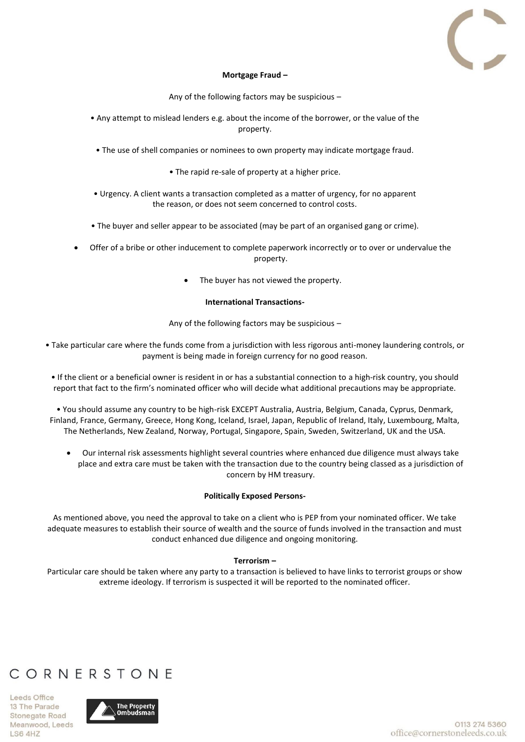**Mortgage Fraud –**

Any of the following factors may be suspicious –

- Any attempt to mislead lenders e.g. about the income of the borrower, or the value of the property.
- The use of shell companies or nominees to own property may indicate mortgage fraud.
- The rapid re-sale of property at a higher price.
- Urgency. A client wants a transaction completed as a matter of urgency, for no apparent the reason, or does not seem concerned to control costs.
- The buyer and seller appear to be associated (may be part of an organised gang or crime).
- Offer of a bribe or other inducement to complete paperwork incorrectly or to over or undervalue the property.
- The buyer has not viewed the property.

**International Transactions-**

Any of the following factors may be suspicious –

- Take particular care where the funds come from a jurisdiction with less rigorous anti-money laundering controls, or payment is being made in foreign currency for no good reason.
- If the client or a beneficial owner is resident in or has a substantial connection to a high-risk country, you should report that fact to the firm's nominated officer who will decide what additional precautions may be appropriate.
- You should assume any country to be high-risk EXCEPT Australia, Austria, Belgium, Canada, Cyprus, Denmark, Finland, France, Germany, Greece, Hong Kong, Iceland, Israel, Japan, Republic of Ireland, Italy, Luxembourg, Malta, The Netherlands, New Zealand, Norway, Portugal, Singapore, Spain, Sweden, Switzerland, UK and the USA.
- Our internal risk assessments highlight several countries where enhanced due diligence must always take place and extra care must be taken with the transaction due to the country being classed as a jurisdiction of concern by HM treasury.

**Politically Exposed Persons-**

As mentioned above, you need the approval to take on a client who is PEP from your nominated officer. We take adequate measures to establish their source of wealth and the source of funds involved in the transaction and must conduct enhanced due diligence and ongoing monitoring.

**Terrorism –**

Particular care should be taken where any party to a transaction is believed to have links to terrorist groups or show extreme ideology. If terrorism is suspected it will be reported to the nominated officer.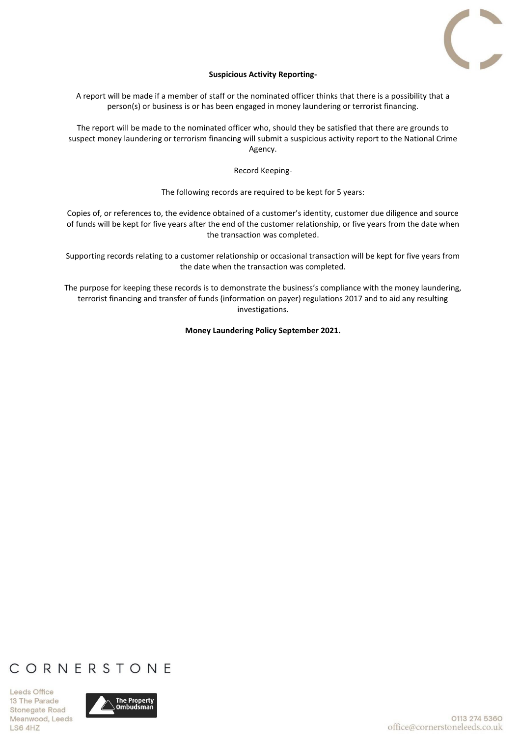**Suspicious Activity Reporting-**

A report will be made if a member of staff or the nominated officer thinks that there is a possibility that a person(s) or business is or has been engaged in money laundering or terrorist financing.

The report will be made to the nominated officer who, should they be satisfied that there are grounds to suspect money laundering or terrorism financing will submit a suspicious activity report to the National Crime Agency.

Record Keeping-

The following records are required to be kept for 5 years:

Copies of, or references to, the evidence obtained of a customer's identity, customer due diligence and source of funds will be kept for five years after the end of the customer relationship, or five years from the date when the transaction was completed.

Supporting records relating to a customer relationship or occasional transaction will be kept for five years from the date when the transaction was completed.

The purpose for keeping these records is to demonstrate the business's compliance with the money laundering, terrorist financing and transfer of funds (information on payer) regulations 2017 and to aid any resulting investigations.

**Money Laundering Policy September 2021.**